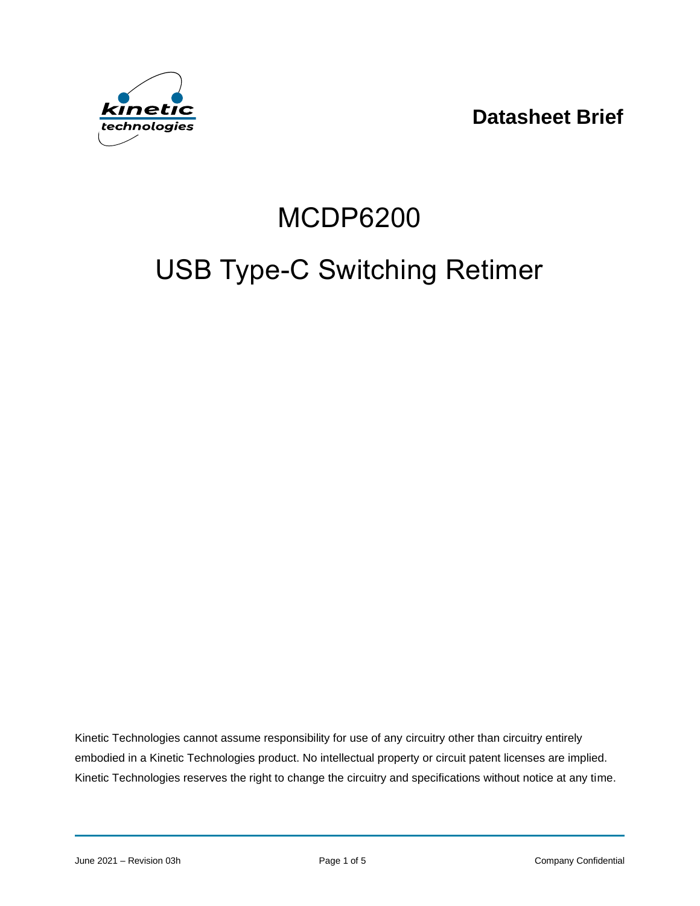**Datasheet Brief**

# MCDP6200

# USB Type-C Switching Retimer

Kinetic Technologies cannot assume responsibility for use of any circuitry other than circuitry entirely embodied in a Kinetic Technologies product. No intellectual property or circuit patent licenses are implied. Kinetic Technologies reserves the right to change the circuitry and specifications without notice at any time.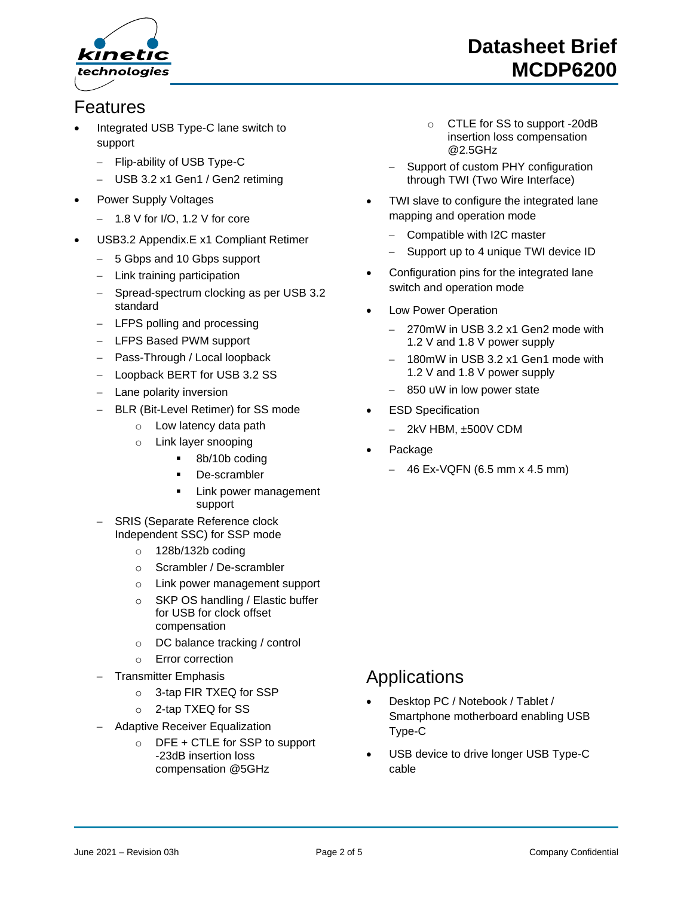# Features

- Integrated USB Type-C lane switch to support
  - Flip-ability of USB Type-C
  - USB 3.2 x1 Gen1 / Gen2 retiming
- Power Supply Voltages
  - 1.8 V for I/O, 1.2 V for core
- USB3.2 Appendix.E x1 Compliant Retimer
  - 5 Gbps and 10 Gbps support
  - Link training participation
  - Spread-spectrum clocking as per USB 3.2 standard
  - LFPS polling and processing
  - LFPS Based PWM support
  - Pass-Through / Local loopback
  - Loopback BERT for USB 3.2 SS
  - Lane polarity inversion
  - BLR (Bit-Level Retimer) for SS mode
    - Low latency data path
    - Link layer snooping
      - 8b/10b coding
      - De-scrambler
      - Link power management support
  - SRIS (Separate Reference clock Independent SSC) for SSP mode
    - 128b/132b coding
    - Scrambler / De-scrambler
    - Link power management support
    - SKP OS handling / Elastic buffer for USB for clock offset compensation
    - DC balance tracking / control
    - Error correction
  - Transmitter Emphasis
    - 3-tap FIR TXEQ for SSP
    - 2-tap TXEQ for SS
  - Adaptive Receiver Equalization
    - DFE + CTLE for SSP to support -23dB insertion loss compensation @5GHz
    - CTLE for SS to support -20dB insertion loss compensation @2.5GHz
  - Support of custom PHY configuration through TWI (Two Wire Interface)
- TWI slave to configure the integrated lane mapping and operation mode
  - Compatible with I2C master
  - Support up to 4 unique TWI device ID
- Configuration pins for the integrated lane switch and operation mode
- Low Power Operation
  - 270mW in USB 3.2 x1 Gen2 mode with 1.2 V and 1.8 V power supply
  - 180mW in USB 3.2 x1 Gen1 mode with 1.2 V and 1.8 V power supply
  - 850 uW in low power state
- ESD Specification
  - 2kV HBM, ±500V CDM
- Package
  - 46 Ex-VQFN (6.5 mm x 4.5 mm)

# Applications

- Desktop PC / Notebook / Tablet / Smartphone motherboard enabling USB Type-C
- USB device to drive longer USB Type-C cable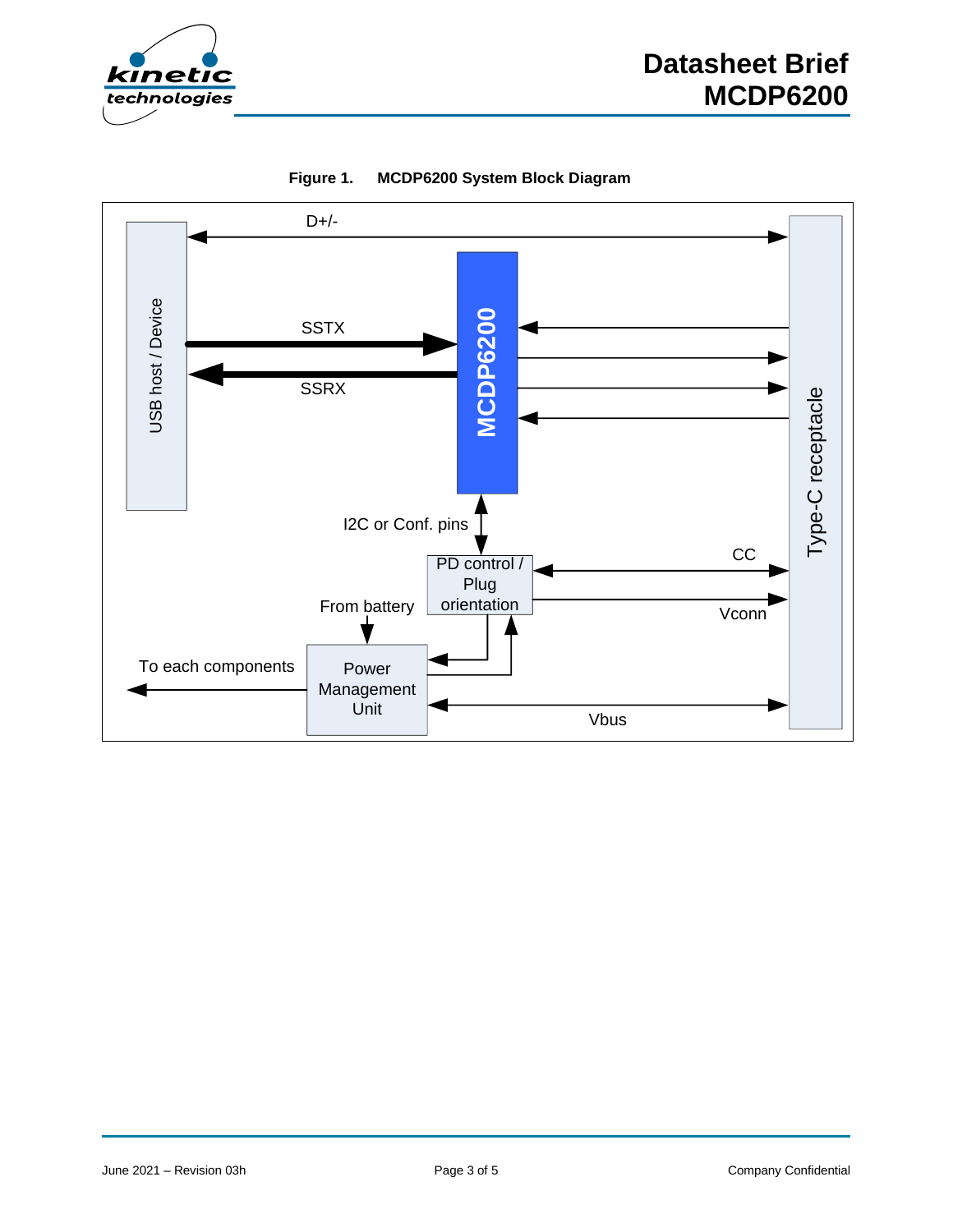**Figure 1. MCDP6200 System Block Diagram**

D+/-

USB host / Device

SSTX

SSRX

MCDP6200

Type-C receptacle

I2C or Conf. pins

PD control / Plug orientation

CC

Vconn

From battery

To each components

Power Management Unit

Vbus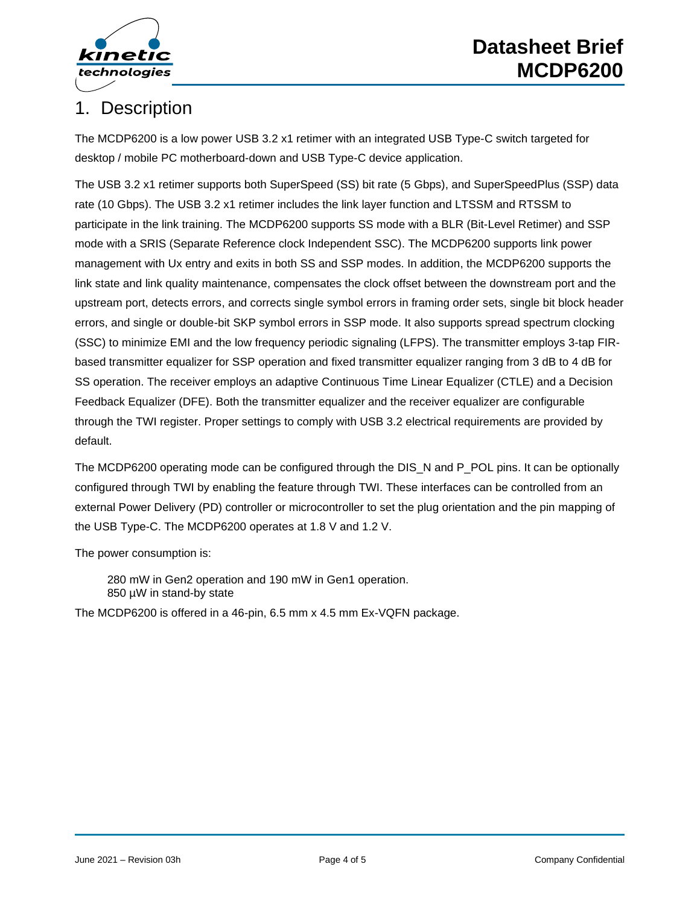# 1. Description

The MCDP6200 is a low power USB 3.2 x1 retimer with an integrated USB Type-C switch targeted for desktop / mobile PC motherboard-down and USB Type-C device application.

The USB 3.2 x1 retimer supports both SuperSpeed (SS) bit rate (5 Gbps), and SuperSpeedPlus (SSP) data rate (10 Gbps). The USB 3.2 x1 retimer includes the link layer function and LTSSM and RTSSM to participate in the link training. The MCDP6200 supports SS mode with a BLR (Bit-Level Retimer) and SSP mode with a SRIS (Separate Reference clock Independent SSC). The MCDP6200 supports link power management with Ux entry and exits in both SS and SSP modes. In addition, the MCDP6200 supports the link state and link quality maintenance, compensates the clock offset between the downstream port and the upstream port, detects errors, and corrects single symbol errors in framing order sets, single bit block header errors, and single or double-bit SKP symbol errors in SSP mode. It also supports spread spectrum clocking (SSC) to minimize EMI and the low frequency periodic signaling (LFPS). The transmitter employs 3-tap FIR-based transmitter equalizer for SSP operation and fixed transmitter equalizer ranging from 3 dB to 4 dB for SS operation. The receiver employs an adaptive Continuous Time Linear Equalizer (CTLE) and a Decision Feedback Equalizer (DFE). Both the transmitter equalizer and the receiver equalizer are configurable through the TWI register. Proper settings to comply with USB 3.2 electrical requirements are provided by default.

The MCDP6200 operating mode can be configured through the DIS_N and P_POL pins. It can be optionally configured through TWI by enabling the feature through TWI. These interfaces can be controlled from an external Power Delivery (PD) controller or microcontroller to set the plug orientation and the pin mapping of the USB Type-C. The MCDP6200 operates at 1.8 V and 1.2 V.

The power consumption is:

280 mW in Gen2 operation and 190 mW in Gen1 operation.
850 µW in stand-by state

The MCDP6200 is offered in a 46-pin, 6.5 mm x 4.5 mm Ex-VQFN package.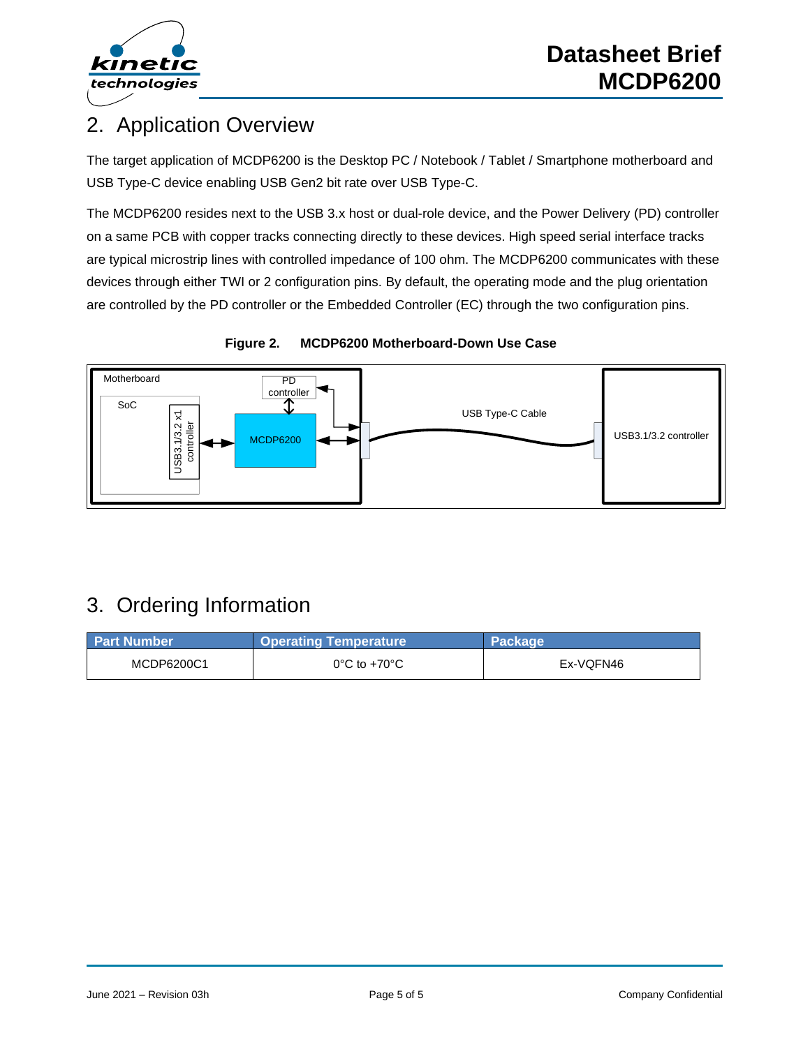## 2. Application Overview

The target application of MCDP6200 is the Desktop PC / Notebook / Tablet / Smartphone motherboard and USB Type-C device enabling USB Gen2 bit rate over USB Type-C.

The MCDP6200 resides next to the USB 3.x host or dual-role device, and the Power Delivery (PD) controller on a same PCB with copper tracks connecting directly to these devices. High speed serial interface tracks are typical microstrip lines with controlled impedance of 100 ohm. The MCDP6200 communicates with these devices through either TWI or 2 configuration pins. By default, the operating mode and the plug orientation are controlled by the PD controller or the Embedded Controller (EC) through the two configuration pins.

**Figure 2. MCDP6200 Motherboard-Down Use Case**

Motherboard

SoC

USB3.1/3.2 x1 controller

PD controller

MCDP6200

USB Type-C Cable

USB3.1/3.2 controller

## 3. Ordering Information

| Part Number | Operating Temperature | Package |
|---|---|---|
| MCDP6200C1 | 0°C to +70°C | Ex-VQFN46 |